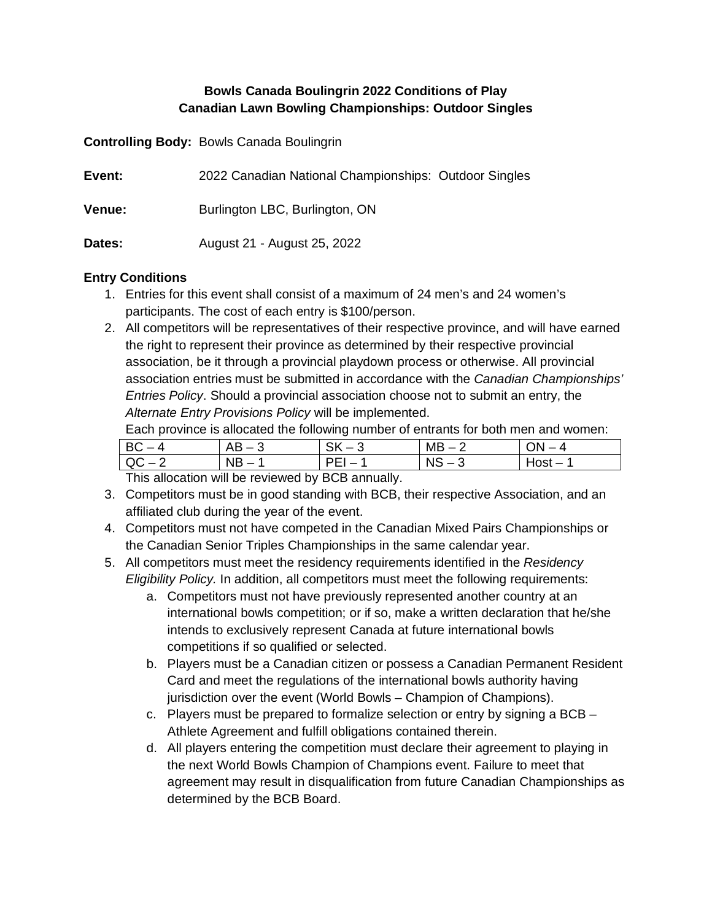**Bowls Canada Boulingrin 2022 Conditions of Play**
**Canadian Lawn Bowling Championships: Outdoor Singles**

**Controlling Body:** Bowls Canada Boulingrin

**Event:** 2022 Canadian National Championships: Outdoor Singles

**Venue:** Burlington LBC, Burlington, ON

**Dates:** August 21 - August 25, 2022

**Entry Conditions**

1. Entries for this event shall consist of a maximum of 24 men's and 24 women's participants. The cost of each entry is $100/person.
2. All competitors will be representatives of their respective province, and will have earned the right to represent their province as determined by their respective provincial association, be it through a provincial playdown process or otherwise. All provincial association entries must be submitted in accordance with the *Canadian Championships' Entries Policy*. Should a provincial association choose not to submit an entry, the *Alternate Entry Provisions Policy* will be implemented.
   Each province is allocated the following number of entrants for both men and women:

   | | | | | |
   |---|---|---|---|---|
   | BC – 4 | AB – 3 | SK – 3 | MB – 2 | ON – 4 |
   | QC – 2 | NB – 1 | PEI – 1 | NS – 3 | Host – 1 |

   This allocation will be reviewed by BCB annually.
3. Competitors must be in good standing with BCB, their respective Association, and an affiliated club during the year of the event.
4. Competitors must not have competed in the Canadian Mixed Pairs Championships or the Canadian Senior Triples Championships in the same calendar year.
5. All competitors must meet the residency requirements identified in the *Residency Eligibility Policy.* In addition, all competitors must meet the following requirements:
   a. Competitors must not have previously represented another country at an international bowls competition; or if so, make a written declaration that he/she intends to exclusively represent Canada at future international bowls competitions if so qualified or selected.
   b. Players must be a Canadian citizen or possess a Canadian Permanent Resident Card and meet the regulations of the international bowls authority having jurisdiction over the event (World Bowls – Champion of Champions).
   c. Players must be prepared to formalize selection or entry by signing a BCB – Athlete Agreement and fulfill obligations contained therein.
   d. All players entering the competition must declare their agreement to playing in the next World Bowls Champion of Champions event. Failure to meet that agreement may result in disqualification from future Canadian Championships as determined by the BCB Board.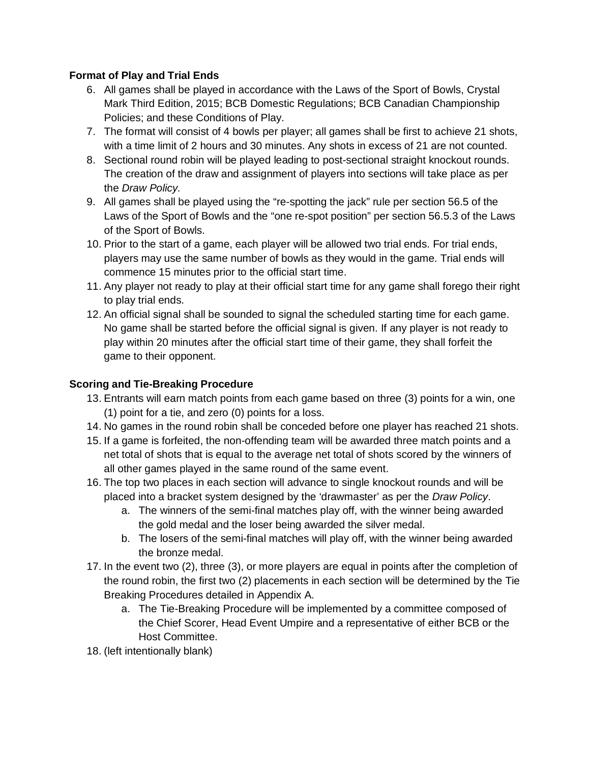**Format of Play and Trial Ends**

6. All games shall be played in accordance with the Laws of the Sport of Bowls, Crystal Mark Third Edition, 2015; BCB Domestic Regulations; BCB Canadian Championship Policies; and these Conditions of Play.
7. The format will consist of 4 bowls per player; all games shall be first to achieve 21 shots, with a time limit of 2 hours and 30 minutes. Any shots in excess of 21 are not counted.
8. Sectional round robin will be played leading to post-sectional straight knockout rounds. The creation of the draw and assignment of players into sections will take place as per the *Draw Policy.*
9. All games shall be played using the “re-spotting the jack” rule per section 56.5 of the Laws of the Sport of Bowls and the “one re-spot position” per section 56.5.3 of the Laws of the Sport of Bowls.
10. Prior to the start of a game, each player will be allowed two trial ends. For trial ends, players may use the same number of bowls as they would in the game. Trial ends will commence 15 minutes prior to the official start time.
11. Any player not ready to play at their official start time for any game shall forego their right to play trial ends.
12. An official signal shall be sounded to signal the scheduled starting time for each game. No game shall be started before the official signal is given. If any player is not ready to play within 20 minutes after the official start time of their game, they shall forfeit the game to their opponent.

**Scoring and Tie-Breaking Procedure**

13. Entrants will earn match points from each game based on three (3) points for a win, one (1) point for a tie, and zero (0) points for a loss.
14. No games in the round robin shall be conceded before one player has reached 21 shots.
15. If a game is forfeited, the non-offending team will be awarded three match points and a net total of shots that is equal to the average net total of shots scored by the winners of all other games played in the same round of the same event.
16. The top two places in each section will advance to single knockout rounds and will be placed into a bracket system designed by the ‘drawmaster’ as per the *Draw Policy*.
    a. The winners of the semi-final matches play off, with the winner being awarded the gold medal and the loser being awarded the silver medal.
    b. The losers of the semi-final matches will play off, with the winner being awarded the bronze medal.
17. In the event two (2), three (3), or more players are equal in points after the completion of the round robin, the first two (2) placements in each section will be determined by the Tie Breaking Procedures detailed in Appendix A.
    a. The Tie-Breaking Procedure will be implemented by a committee composed of the Chief Scorer, Head Event Umpire and a representative of either BCB or the Host Committee.
18. (left intentionally blank)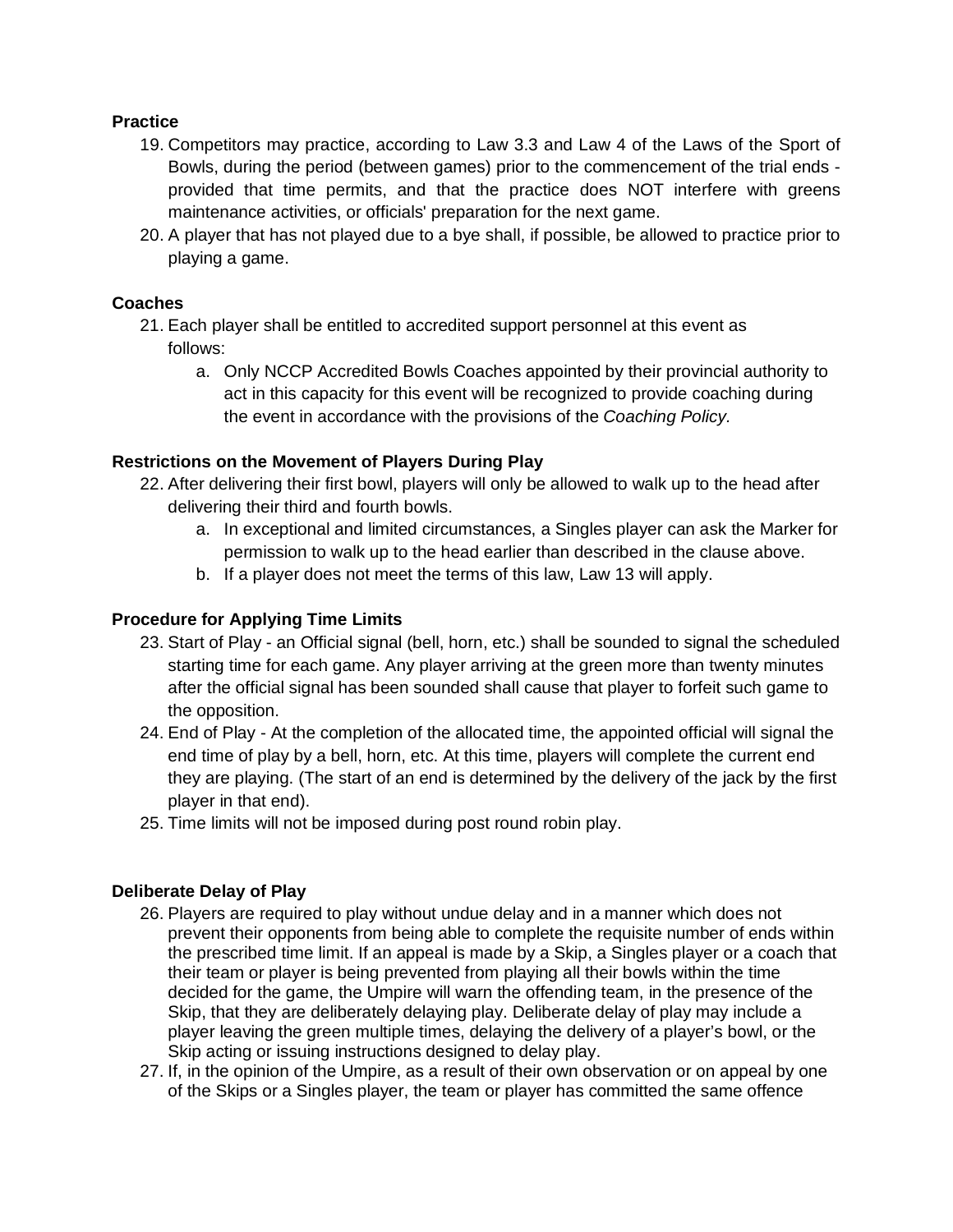**Practice**

19. Competitors may practice, according to Law 3.3 and Law 4 of the Laws of the Sport of Bowls, during the period (between games) prior to the commencement of the trial ends - provided that time permits, and that the practice does NOT interfere with greens maintenance activities, or officials' preparation for the next game.
20. A player that has not played due to a bye shall, if possible, be allowed to practice prior to playing a game.

**Coaches**

21. Each player shall be entitled to accredited support personnel at this event as follows:
    a. Only NCCP Accredited Bowls Coaches appointed by their provincial authority to act in this capacity for this event will be recognized to provide coaching during the event in accordance with the provisions of the *Coaching Policy.*

**Restrictions on the Movement of Players During Play**

22. After delivering their first bowl, players will only be allowed to walk up to the head after delivering their third and fourth bowls.
    a. In exceptional and limited circumstances, a Singles player can ask the Marker for permission to walk up to the head earlier than described in the clause above.
    b. If a player does not meet the terms of this law, Law 13 will apply.

**Procedure for Applying Time Limits**

23. Start of Play - an Official signal (bell, horn, etc.) shall be sounded to signal the scheduled starting time for each game. Any player arriving at the green more than twenty minutes after the official signal has been sounded shall cause that player to forfeit such game to the opposition.
24. End of Play - At the completion of the allocated time, the appointed official will signal the end time of play by a bell, horn, etc. At this time, players will complete the current end they are playing. (The start of an end is determined by the delivery of the jack by the first player in that end).
25. Time limits will not be imposed during post round robin play.

**Deliberate Delay of Play**

26. Players are required to play without undue delay and in a manner which does not prevent their opponents from being able to complete the requisite number of ends within the prescribed time limit. If an appeal is made by a Skip, a Singles player or a coach that their team or player is being prevented from playing all their bowls within the time decided for the game, the Umpire will warn the offending team, in the presence of the Skip, that they are deliberately delaying play. Deliberate delay of play may include a player leaving the green multiple times, delaying the delivery of a player's bowl, or the Skip acting or issuing instructions designed to delay play.
27. If, in the opinion of the Umpire, as a result of their own observation or on appeal by one of the Skips or a Singles player, the team or player has committed the same offence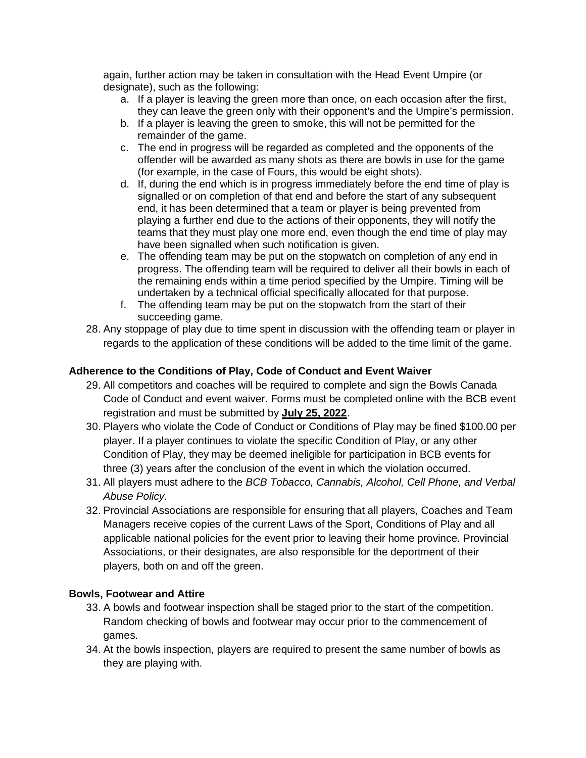again, further action may be taken in consultation with the Head Event Umpire (or designate), such as the following:

a. If a player is leaving the green more than once, on each occasion after the first, they can leave the green only with their opponent's and the Umpire's permission.
b. If a player is leaving the green to smoke, this will not be permitted for the remainder of the game.
c. The end in progress will be regarded as completed and the opponents of the offender will be awarded as many shots as there are bowls in use for the game (for example, in the case of Fours, this would be eight shots).
d. If, during the end which is in progress immediately before the end time of play is signalled or on completion of that end and before the start of any subsequent end, it has been determined that a team or player is being prevented from playing a further end due to the actions of their opponents, they will notify the teams that they must play one more end, even though the end time of play may have been signalled when such notification is given.
e. The offending team may be put on the stopwatch on completion of any end in progress. The offending team will be required to deliver all their bowls in each of the remaining ends within a time period specified by the Umpire. Timing will be undertaken by a technical official specifically allocated for that purpose.
f. The offending team may be put on the stopwatch from the start of their succeeding game.

28. Any stoppage of play due to time spent in discussion with the offending team or player in regards to the application of these conditions will be added to the time limit of the game.

**Adherence to the Conditions of Play, Code of Conduct and Event Waiver**

29. All competitors and coaches will be required to complete and sign the Bowls Canada Code of Conduct and event waiver. Forms must be completed online with the BCB event registration and must be submitted by **July 25, 2022**.
30. Players who violate the Code of Conduct or Conditions of Play may be fined $100.00 per player. If a player continues to violate the specific Condition of Play, or any other Condition of Play, they may be deemed ineligible for participation in BCB events for three (3) years after the conclusion of the event in which the violation occurred.
31. All players must adhere to the *BCB Tobacco, Cannabis, Alcohol, Cell Phone, and Verbal Abuse Policy.*
32. Provincial Associations are responsible for ensuring that all players, Coaches and Team Managers receive copies of the current Laws of the Sport, Conditions of Play and all applicable national policies for the event prior to leaving their home province. Provincial Associations, or their designates, are also responsible for the deportment of their players, both on and off the green.

**Bowls, Footwear and Attire**

33. A bowls and footwear inspection shall be staged prior to the start of the competition. Random checking of bowls and footwear may occur prior to the commencement of games.
34. At the bowls inspection, players are required to present the same number of bowls as they are playing with.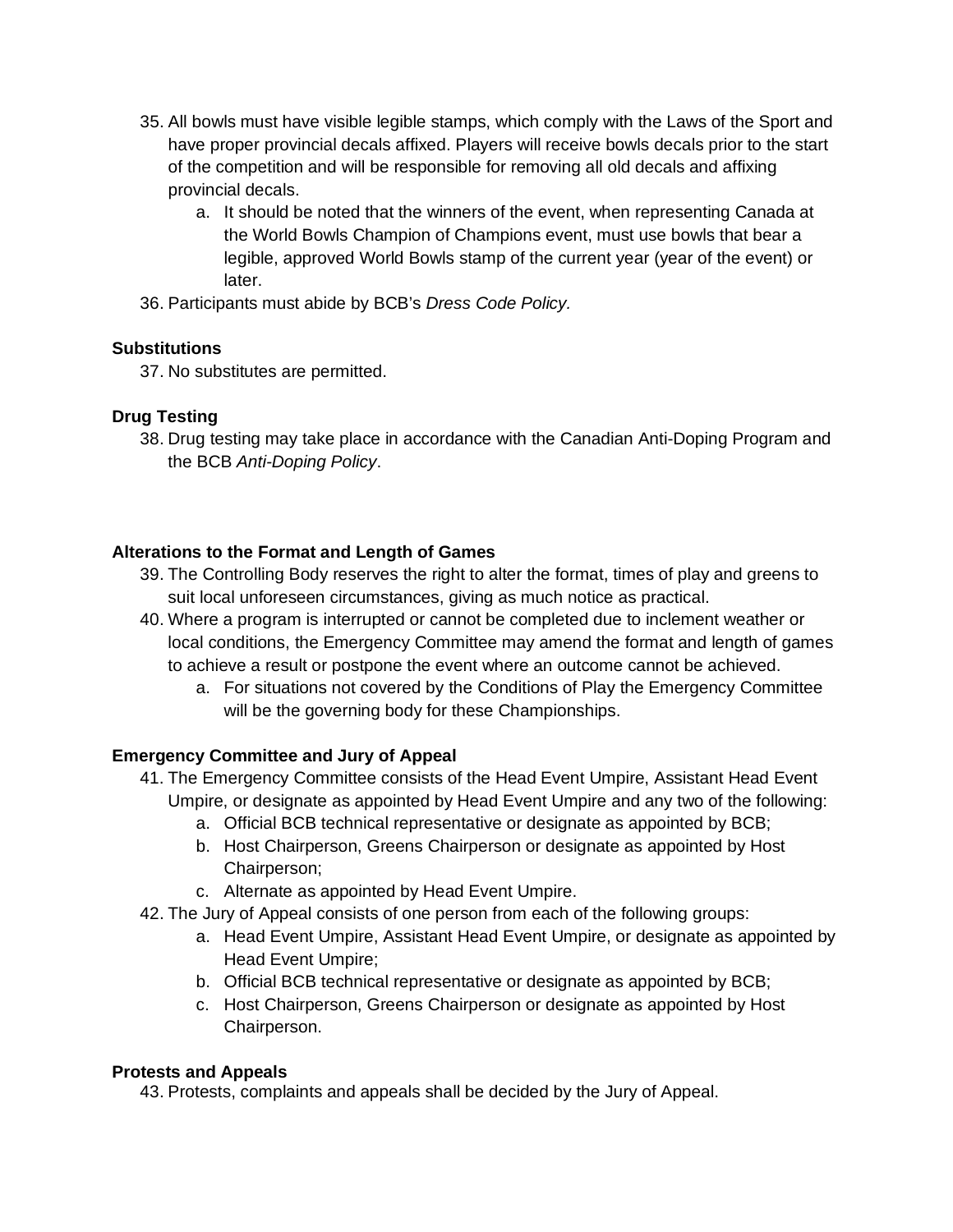35. All bowls must have visible legible stamps, which comply with the Laws of the Sport and have proper provincial decals affixed. Players will receive bowls decals prior to the start of the competition and will be responsible for removing all old decals and affixing provincial decals.
    a. It should be noted that the winners of the event, when representing Canada at the World Bowls Champion of Champions event, must use bowls that bear a legible, approved World Bowls stamp of the current year (year of the event) or later.
36. Participants must abide by BCB's *Dress Code Policy.*

**Substitutions**

37. No substitutes are permitted.

**Drug Testing**

38. Drug testing may take place in accordance with the Canadian Anti-Doping Program and the BCB *Anti-Doping Policy*.

**Alterations to the Format and Length of Games**

39. The Controlling Body reserves the right to alter the format, times of play and greens to suit local unforeseen circumstances, giving as much notice as practical.
40. Where a program is interrupted or cannot be completed due to inclement weather or local conditions, the Emergency Committee may amend the format and length of games to achieve a result or postpone the event where an outcome cannot be achieved.
    a. For situations not covered by the Conditions of Play the Emergency Committee will be the governing body for these Championships.

**Emergency Committee and Jury of Appeal**

41. The Emergency Committee consists of the Head Event Umpire, Assistant Head Event Umpire, or designate as appointed by Head Event Umpire and any two of the following:
    a. Official BCB technical representative or designate as appointed by BCB;
    b. Host Chairperson, Greens Chairperson or designate as appointed by Host Chairperson;
    c. Alternate as appointed by Head Event Umpire.
42. The Jury of Appeal consists of one person from each of the following groups:
    a. Head Event Umpire, Assistant Head Event Umpire, or designate as appointed by Head Event Umpire;
    b. Official BCB technical representative or designate as appointed by BCB;
    c. Host Chairperson, Greens Chairperson or designate as appointed by Host Chairperson.

**Protests and Appeals**

43. Protests, complaints and appeals shall be decided by the Jury of Appeal.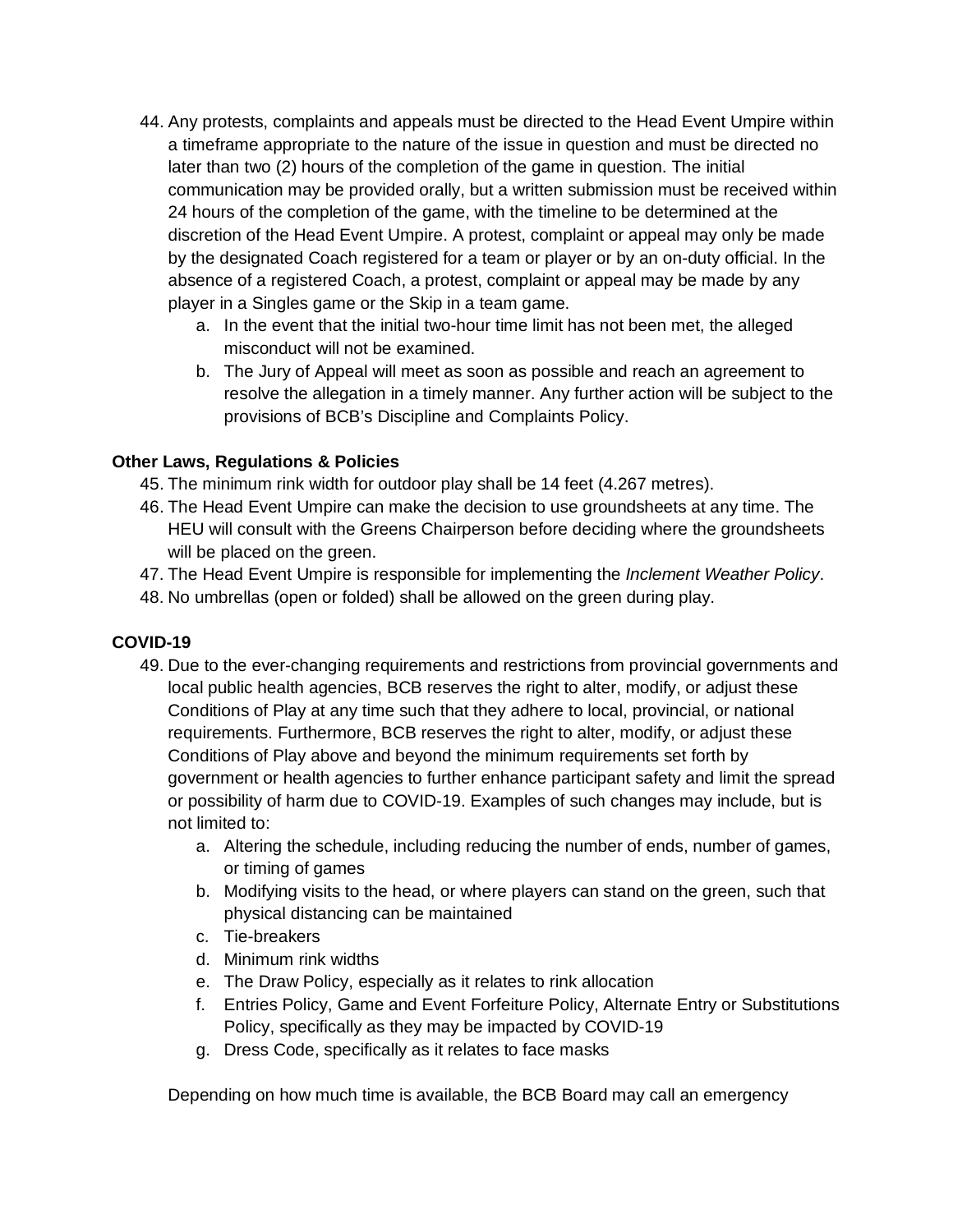44. Any protests, complaints and appeals must be directed to the Head Event Umpire within a timeframe appropriate to the nature of the issue in question and must be directed no later than two (2) hours of the completion of the game in question. The initial communication may be provided orally, but a written submission must be received within 24 hours of the completion of the game, with the timeline to be determined at the discretion of the Head Event Umpire. A protest, complaint or appeal may only be made by the designated Coach registered for a team or player or by an on-duty official. In the absence of a registered Coach, a protest, complaint or appeal may be made by any player in a Singles game or the Skip in a team game.
    a. In the event that the initial two-hour time limit has not been met, the alleged misconduct will not be examined.
    b. The Jury of Appeal will meet as soon as possible and reach an agreement to resolve the allegation in a timely manner. Any further action will be subject to the provisions of BCB's Discipline and Complaints Policy.

**Other Laws, Regulations & Policies**

45. The minimum rink width for outdoor play shall be 14 feet (4.267 metres).
46. The Head Event Umpire can make the decision to use groundsheets at any time. The HEU will consult with the Greens Chairperson before deciding where the groundsheets will be placed on the green.
47. The Head Event Umpire is responsible for implementing the *Inclement Weather Policy*.
48. No umbrellas (open or folded) shall be allowed on the green during play.

**COVID-19**

49. Due to the ever-changing requirements and restrictions from provincial governments and local public health agencies, BCB reserves the right to alter, modify, or adjust these Conditions of Play at any time such that they adhere to local, provincial, or national requirements. Furthermore, BCB reserves the right to alter, modify, or adjust these Conditions of Play above and beyond the minimum requirements set forth by government or health agencies to further enhance participant safety and limit the spread or possibility of harm due to COVID-19. Examples of such changes may include, but is not limited to:
    a. Altering the schedule, including reducing the number of ends, number of games, or timing of games
    b. Modifying visits to the head, or where players can stand on the green, such that physical distancing can be maintained
    c. Tie-breakers
    d. Minimum rink widths
    e. The Draw Policy, especially as it relates to rink allocation
    f. Entries Policy, Game and Event Forfeiture Policy, Alternate Entry or Substitutions Policy, specifically as they may be impacted by COVID-19
    g. Dress Code, specifically as it relates to face masks

    Depending on how much time is available, the BCB Board may call an emergency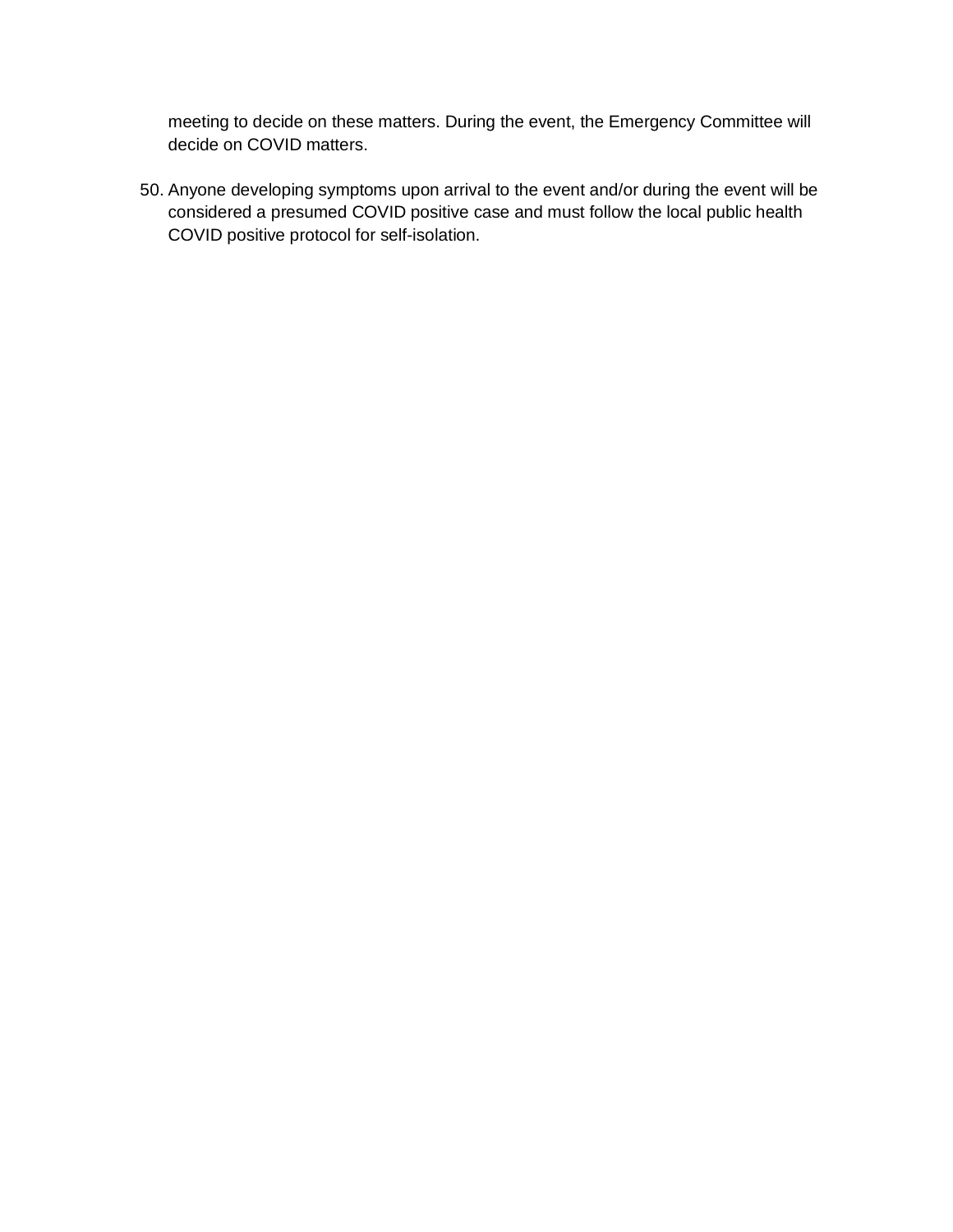meeting to decide on these matters. During the event, the Emergency Committee will decide on COVID matters.

50. Anyone developing symptoms upon arrival to the event and/or during the event will be considered a presumed COVID positive case and must follow the local public health COVID positive protocol for self-isolation.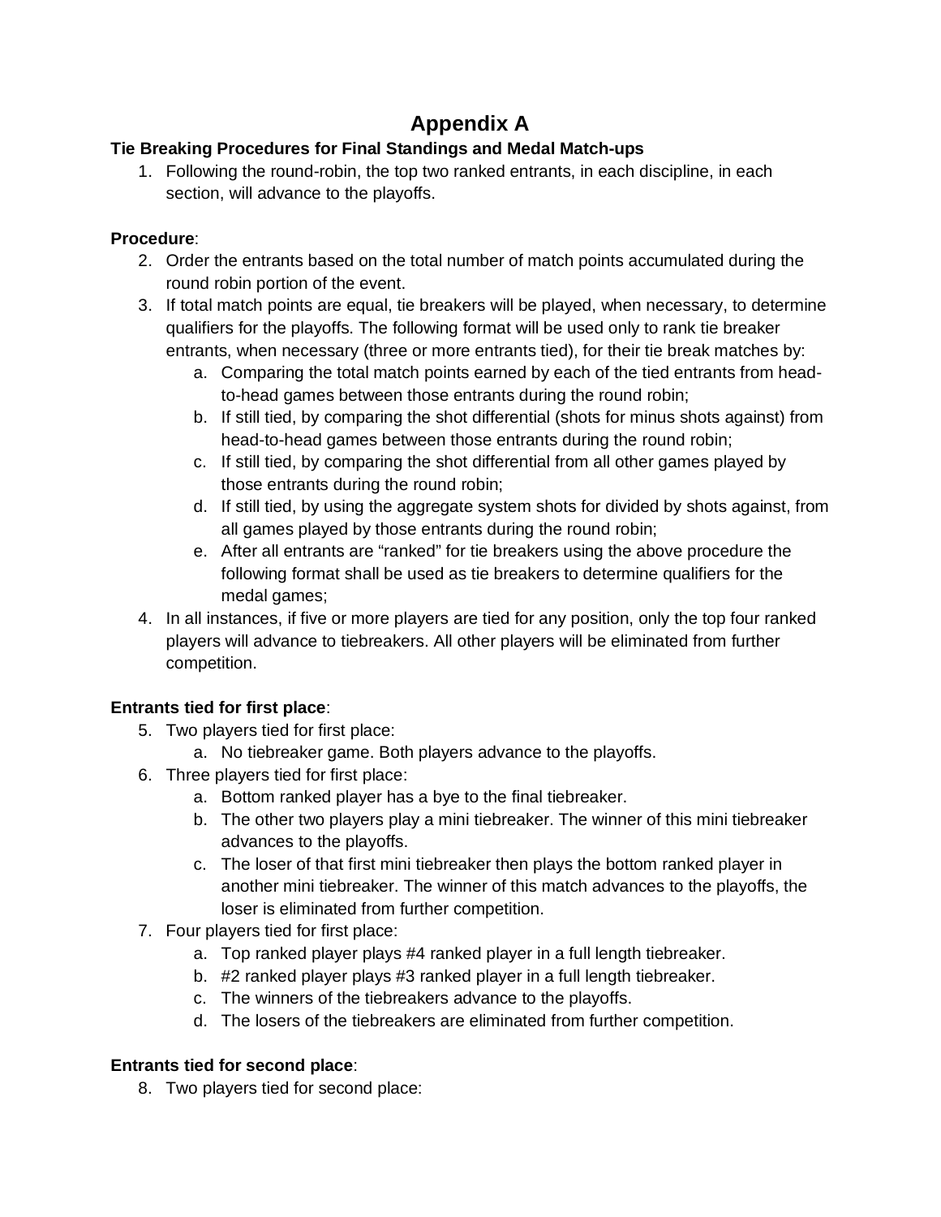# Appendix A

**Tie Breaking Procedures for Final Standings and Medal Match-ups**

1. Following the round-robin, the top two ranked entrants, in each discipline, in each section, will advance to the playoffs.

**Procedure**:

2. Order the entrants based on the total number of match points accumulated during the round robin portion of the event.
3. If total match points are equal, tie breakers will be played, when necessary, to determine qualifiers for the playoffs. The following format will be used only to rank tie breaker entrants, when necessary (three or more entrants tied), for their tie break matches by:
   a. Comparing the total match points earned by each of the tied entrants from head-to-head games between those entrants during the round robin;
   b. If still tied, by comparing the shot differential (shots for minus shots against) from head-to-head games between those entrants during the round robin;
   c. If still tied, by comparing the shot differential from all other games played by those entrants during the round robin;
   d. If still tied, by using the aggregate system shots for divided by shots against, from all games played by those entrants during the round robin;
   e. After all entrants are "ranked" for tie breakers using the above procedure the following format shall be used as tie breakers to determine qualifiers for the medal games;
4. In all instances, if five or more players are tied for any position, only the top four ranked players will advance to tiebreakers. All other players will be eliminated from further competition.

**Entrants tied for first place**:

5. Two players tied for first place:
   a. No tiebreaker game. Both players advance to the playoffs.
6. Three players tied for first place:
   a. Bottom ranked player has a bye to the final tiebreaker.
   b. The other two players play a mini tiebreaker. The winner of this mini tiebreaker advances to the playoffs.
   c. The loser of that first mini tiebreaker then plays the bottom ranked player in another mini tiebreaker. The winner of this match advances to the playoffs, the loser is eliminated from further competition.
7. Four players tied for first place:
   a. Top ranked player plays #4 ranked player in a full length tiebreaker.
   b. #2 ranked player plays #3 ranked player in a full length tiebreaker.
   c. The winners of the tiebreakers advance to the playoffs.
   d. The losers of the tiebreakers are eliminated from further competition.

**Entrants tied for second place**:

8. Two players tied for second place: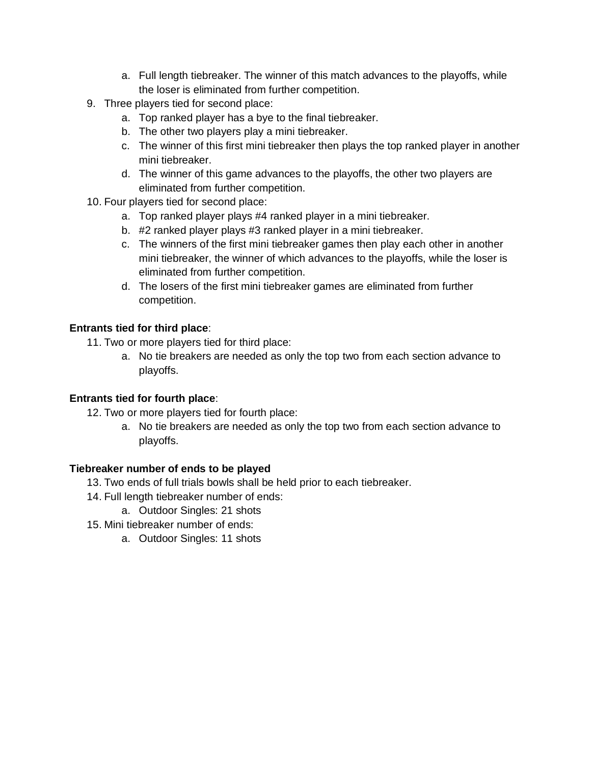a. Full length tiebreaker. The winner of this match advances to the playoffs, while the loser is eliminated from further competition.

9. Three players tied for second place:
   a. Top ranked player has a bye to the final tiebreaker.
   b. The other two players play a mini tiebreaker.
   c. The winner of this first mini tiebreaker then plays the top ranked player in another mini tiebreaker.
   d. The winner of this game advances to the playoffs, the other two players are eliminated from further competition.
10. Four players tied for second place:
    a. Top ranked player plays #4 ranked player in a mini tiebreaker.
    b. #2 ranked player plays #3 ranked player in a mini tiebreaker.
    c. The winners of the first mini tiebreaker games then play each other in another mini tiebreaker, the winner of which advances to the playoffs, while the loser is eliminated from further competition.
    d. The losers of the first mini tiebreaker games are eliminated from further competition.

**Entrants tied for third place**:

11. Two or more players tied for third place:
    a. No tie breakers are needed as only the top two from each section advance to playoffs.

**Entrants tied for fourth place**:

12. Two or more players tied for fourth place:
    a. No tie breakers are needed as only the top two from each section advance to playoffs.

**Tiebreaker number of ends to be played**

13. Two ends of full trials bowls shall be held prior to each tiebreaker.
14. Full length tiebreaker number of ends:
    a. Outdoor Singles: 21 shots
15. Mini tiebreaker number of ends:
    a. Outdoor Singles: 11 shots